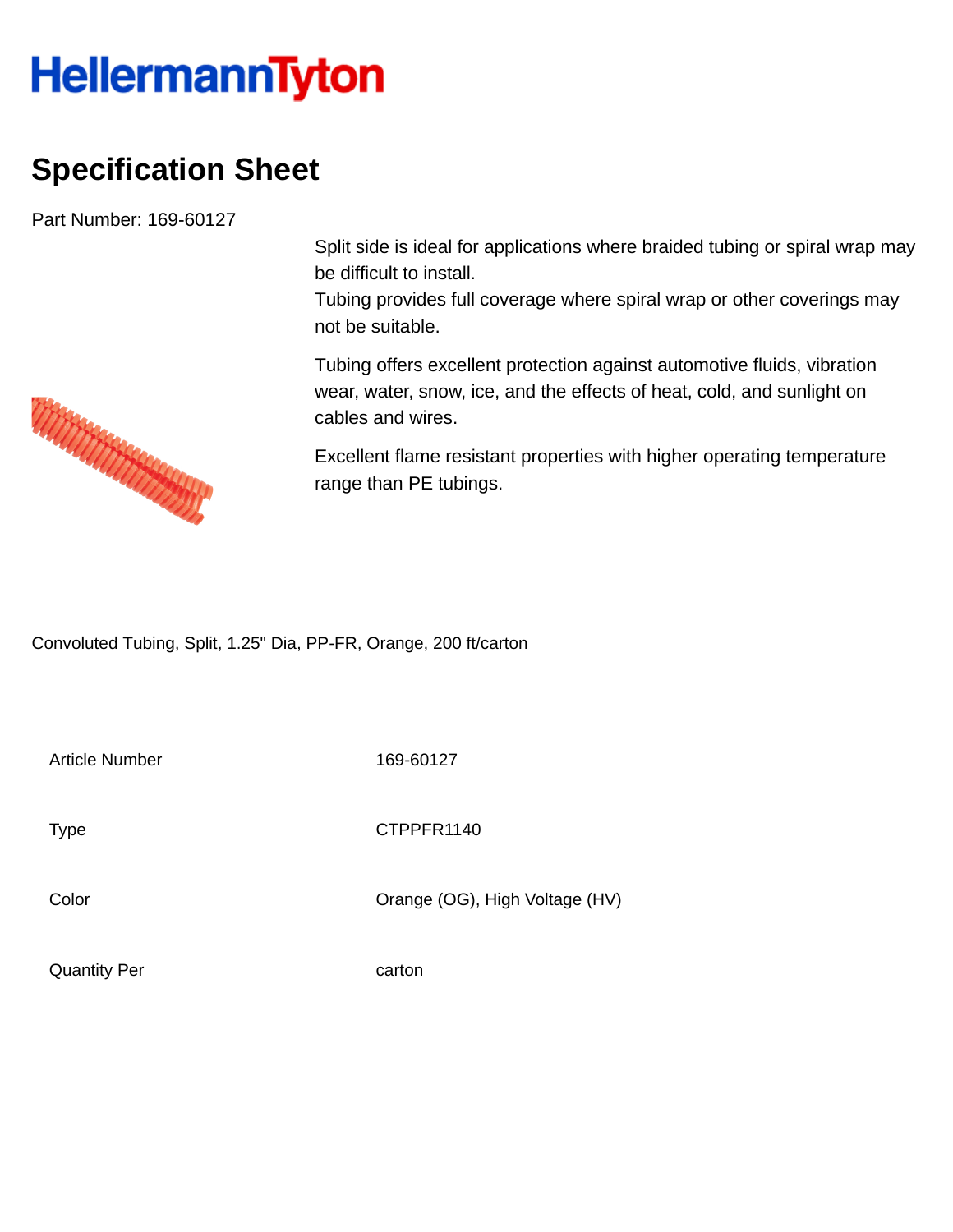HellermannTyton

# Specification Sheet

Part Number: 169-60127

Split side is ideal for applications where braided tubing or spiral wrap may be difficult to install.
Tubing provides full coverage where spiral wrap or other coverings may not be suitable.

Tubing offers excellent protection against automotive fluids, vibration wear, water, snow, ice, and the effects of heat, cold, and sunlight on cables and wires.

Excellent flame resistant properties with higher operating temperature range than PE tubings.

Convoluted Tubing, Split, 1.25" Dia, PP-FR, Orange, 200 ft/carton

| | |
|---|---|
| Article Number | 169-60127 |
| Type | CTPPFR1140 |
| Color | Orange (OG), High Voltage (HV) |
| Quantity Per | carton |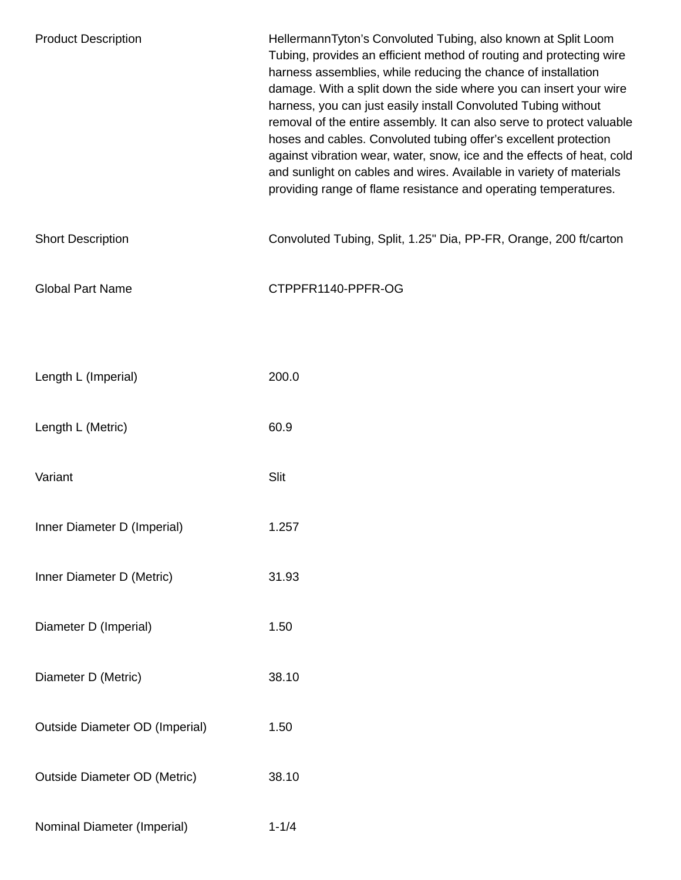| | |
|---|---|
| Product Description | HellermannTyton’s Convoluted Tubing, also known at Split Loom Tubing, provides an efficient method of routing and protecting wire harness assemblies, while reducing the chance of installation damage. With a split down the side where you can insert your wire harness, you can just easily install Convoluted Tubing without removal of the entire assembly. It can also serve to protect valuable hoses and cables. Convoluted tubing offer’s excellent protection against vibration wear, water, snow, ice and the effects of heat, cold and sunlight on cables and wires. Available in variety of materials providing range of flame resistance and operating temperatures. |
| Short Description | Convoluted Tubing, Split, 1.25" Dia, PP-FR, Orange, 200 ft/carton |
| Global Part Name | CTPPFR1140-PPFR-OG |
| Length L (Imperial) | 200.0 |
| Length L (Metric) | 60.9 |
| Variant | Slit |
| Inner Diameter D (Imperial) | 1.257 |
| Inner Diameter D (Metric) | 31.93 |
| Diameter D (Imperial) | 1.50 |
| Diameter D (Metric) | 38.10 |
| Outside Diameter OD (Imperial) | 1.50 |
| Outside Diameter OD (Metric) | 38.10 |
| Nominal Diameter (Imperial) | 1-1/4 |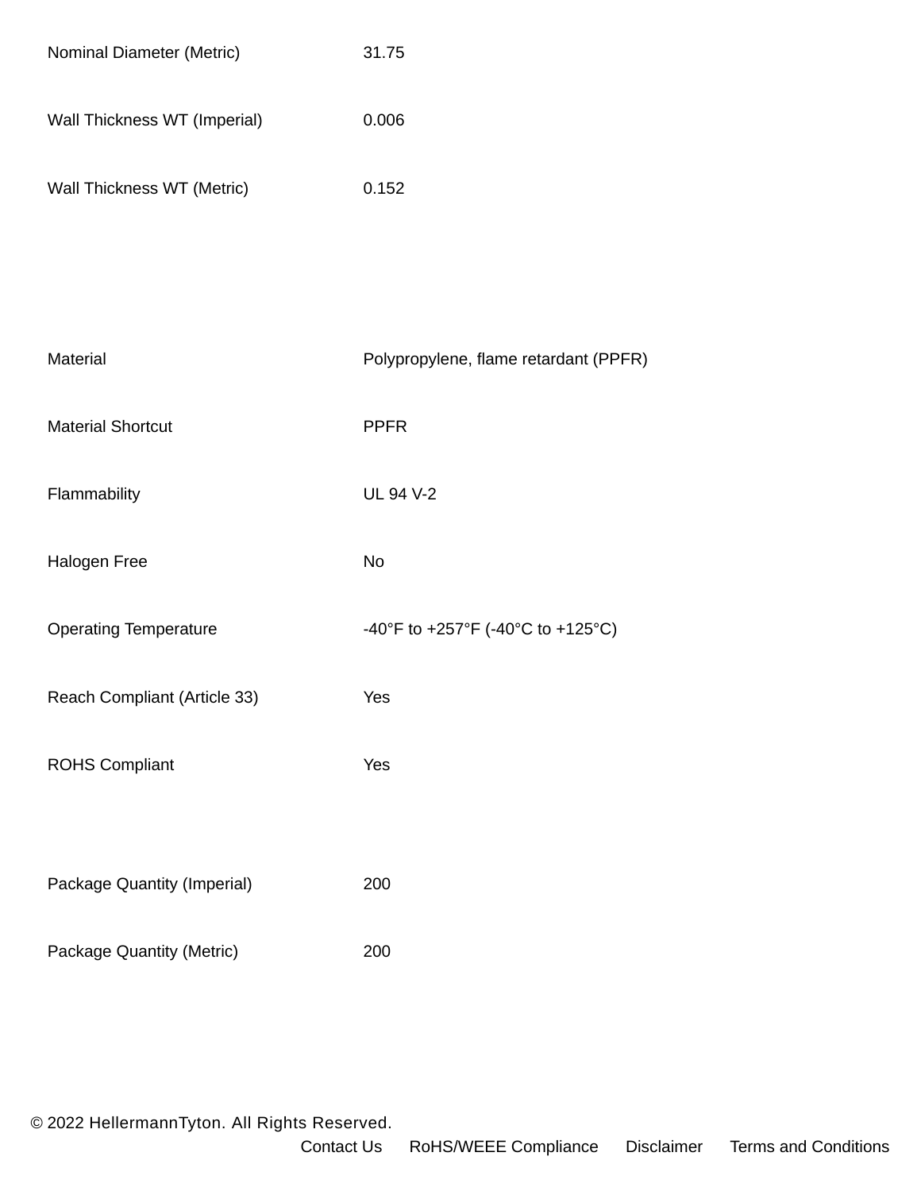| | |
|---|---|
| Nominal Diameter (Metric) | 31.75 |
| Wall Thickness WT (Imperial) | 0.006 |
| Wall Thickness WT (Metric) | 0.152 |

| | |
|---|---|
| Material | Polypropylene, flame retardant (PPFR) |
| Material Shortcut | PPFR |
| Flammability | UL 94 V-2 |
| Halogen Free | No |
| Operating Temperature | -40°F to +257°F (-40°C to +125°C) |
| Reach Compliant (Article 33) | Yes |
| ROHS Compliant | Yes |

| | |
|---|---|
| Package Quantity (Imperial) | 200 |
| Package Quantity (Metric) | 200 |

© 2022 HellermannTyton. All Rights Reserved.

Contact Us  RoHS/WEEE Compliance  Disclaimer  Terms and Conditions